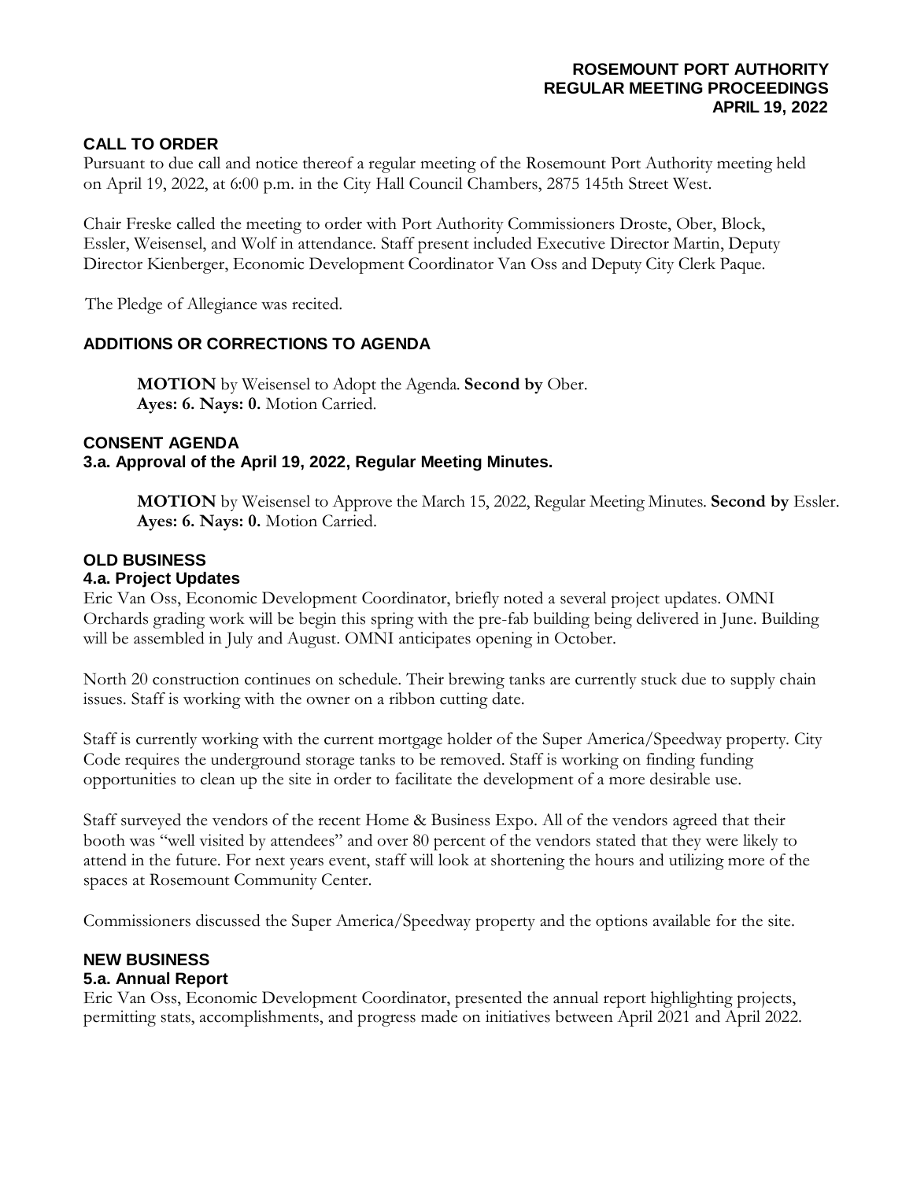**ROSEMOUNT PORT AUTHORITY**
**REGULAR MEETING PROCEEDINGS**
**APRIL 19, 2022**

## CALL TO ORDER

Pursuant to due call and notice thereof a regular meeting of the Rosemount Port Authority meeting held on April 19, 2022, at 6:00 p.m. in the City Hall Council Chambers, 2875 145th Street West.

Chair Freske called the meeting to order with Port Authority Commissioners Droste, Ober, Block, Essler, Weisensel, and Wolf in attendance. Staff present included Executive Director Martin, Deputy Director Kienberger, Economic Development Coordinator Van Oss and Deputy City Clerk Paque.

The Pledge of Allegiance was recited.

## ADDITIONS OR CORRECTIONS TO AGENDA

> **MOTION** by Weisensel to Adopt the Agenda. **Second by** Ober.
> **Ayes: 6. Nays: 0.** Motion Carried.

## CONSENT AGENDA

### 3.a. Approval of the April 19, 2022, Regular Meeting Minutes.

> **MOTION** by Weisensel to Approve the March 15, 2022, Regular Meeting Minutes. **Second by** Essler.
> **Ayes: 6. Nays: 0.** Motion Carried.

## OLD BUSINESS

### 4.a. Project Updates

Eric Van Oss, Economic Development Coordinator, briefly noted a several project updates. OMNI Orchards grading work will be begin this spring with the pre-fab building being delivered in June. Building will be assembled in July and August. OMNI anticipates opening in October.

North 20 construction continues on schedule. Their brewing tanks are currently stuck due to supply chain issues. Staff is working with the owner on a ribbon cutting date.

Staff is currently working with the current mortgage holder of the Super America/Speedway property. City Code requires the underground storage tanks to be removed. Staff is working on finding funding opportunities to clean up the site in order to facilitate the development of a more desirable use.

Staff surveyed the vendors of the recent Home & Business Expo. All of the vendors agreed that their booth was "well visited by attendees" and over 80 percent of the vendors stated that they were likely to attend in the future. For next years event, staff will look at shortening the hours and utilizing more of the spaces at Rosemount Community Center.

Commissioners discussed the Super America/Speedway property and the options available for the site.

## NEW BUSINESS

### 5.a. Annual Report

Eric Van Oss, Economic Development Coordinator, presented the annual report highlighting projects, permitting stats, accomplishments, and progress made on initiatives between April 2021 and April 2022.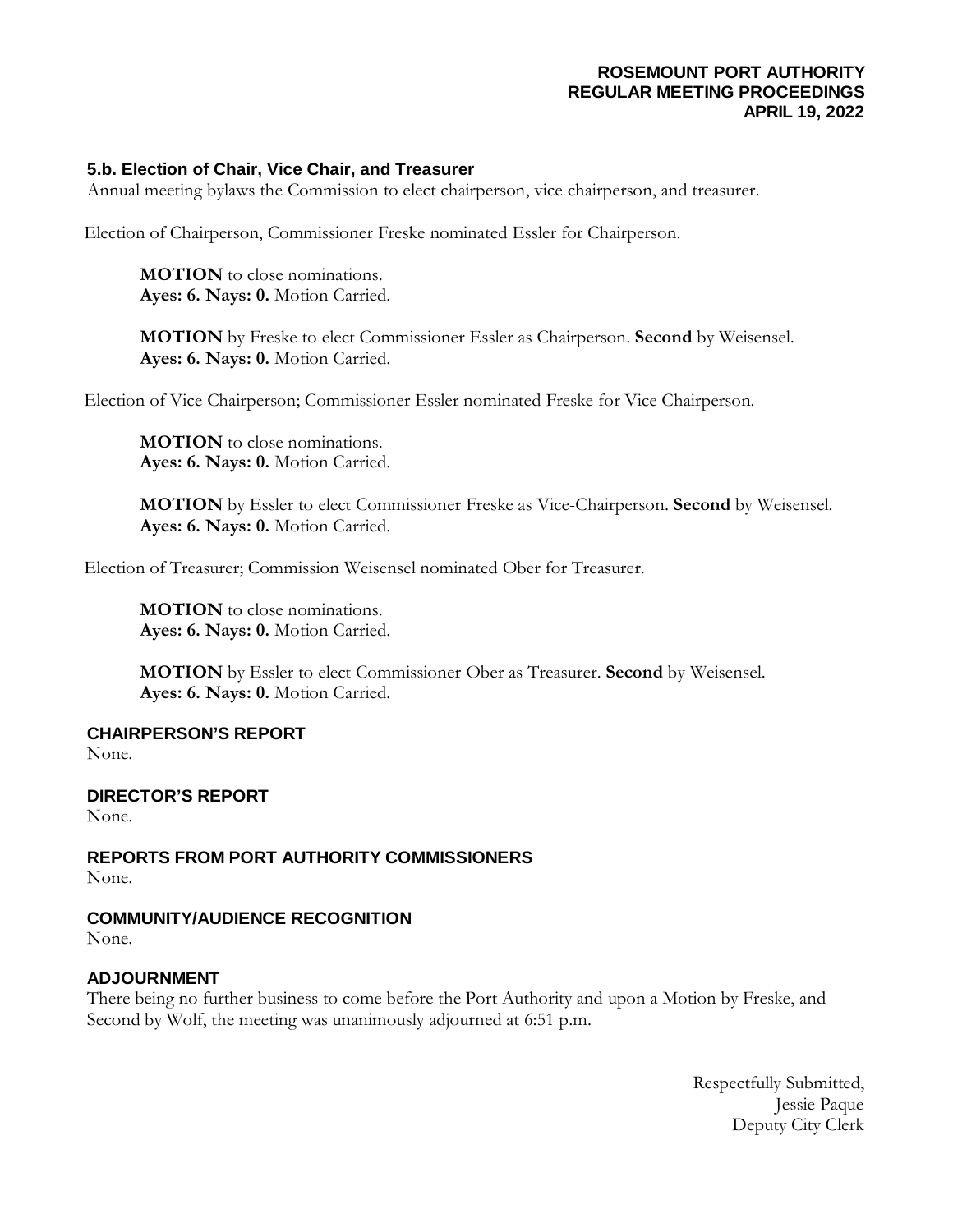### 5.b. Election of Chair, Vice Chair, and Treasurer

Annual meeting bylaws the Commission to elect chairperson, vice chairperson, and treasurer.

Election of Chairperson, Commissioner Freske nominated Essler for Chairperson.

> **MOTION** to close nominations.
> **Ayes: 6. Nays: 0.** Motion Carried.
>
> **MOTION** by Freske to elect Commissioner Essler as Chairperson. **Second** by Weisensel.
> **Ayes: 6. Nays: 0.** Motion Carried.

Election of Vice Chairperson; Commissioner Essler nominated Freske for Vice Chairperson.

> **MOTION** to close nominations.
> **Ayes: 6. Nays: 0.** Motion Carried.
>
> **MOTION** by Essler to elect Commissioner Freske as Vice-Chairperson. **Second** by Weisensel.
> **Ayes: 6. Nays: 0.** Motion Carried.

Election of Treasurer; Commission Weisensel nominated Ober for Treasurer.

> **MOTION** to close nominations.
> **Ayes: 6. Nays: 0.** Motion Carried.
>
> **MOTION** by Essler to elect Commissioner Ober as Treasurer. **Second** by Weisensel.
> **Ayes: 6. Nays: 0.** Motion Carried.

## CHAIRPERSON'S REPORT

None.

## DIRECTOR'S REPORT

None.

## REPORTS FROM PORT AUTHORITY COMMISSIONERS

None.

## COMMUNITY/AUDIENCE RECOGNITION

None.

## ADJOURNMENT

There being no further business to come before the Port Authority and upon a Motion by Freske, and Second by Wolf, the meeting was unanimously adjourned at 6:51 p.m.

Respectfully Submitted,
Jessie Paque
Deputy City Clerk